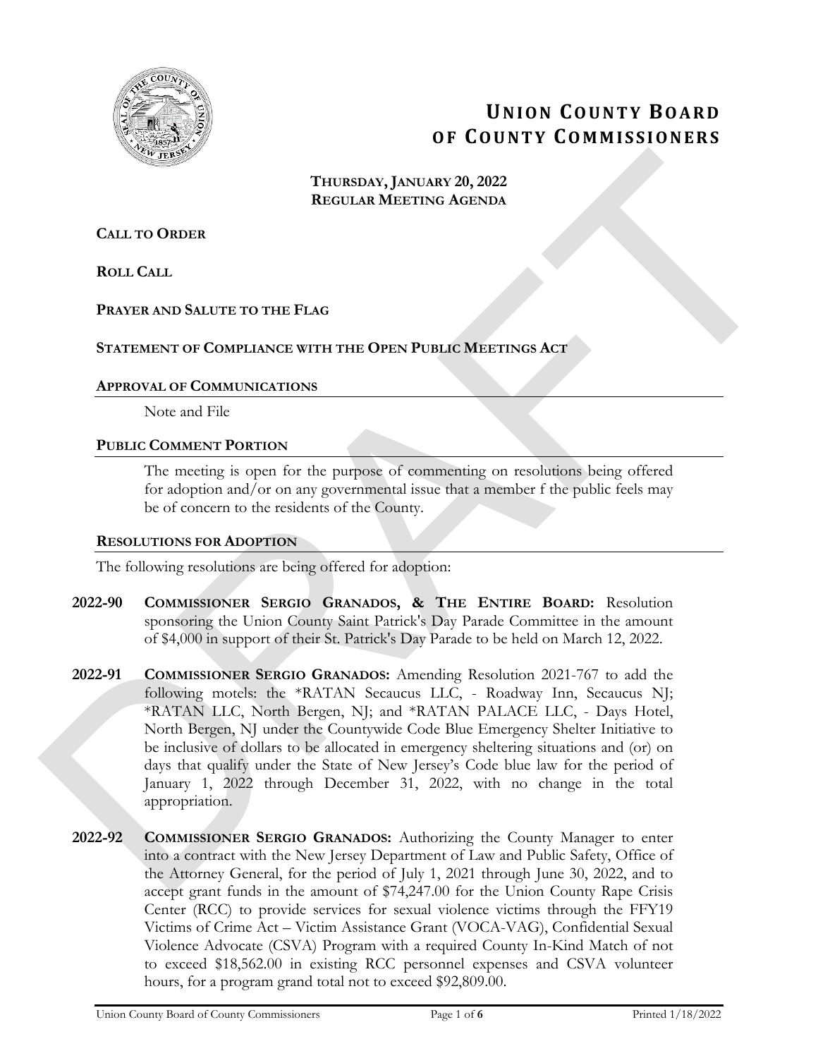# UNION COUNTY BOARD OF COUNTY COMMISSIONERS

**THURSDAY, JANUARY 20, 2022**
**REGULAR MEETING AGENDA**

**CALL TO ORDER**

**ROLL CALL**

**PRAYER AND SALUTE TO THE FLAG**

**STATEMENT OF COMPLIANCE WITH THE OPEN PUBLIC MEETINGS ACT**

## APPROVAL OF COMMUNICATIONS

Note and File

## PUBLIC COMMENT PORTION

The meeting is open for the purpose of commenting on resolutions being offered for adoption and/or on any governmental issue that a member f the public feels may be of concern to the residents of the County.

## RESOLUTIONS FOR ADOPTION

The following resolutions are being offered for adoption:

**2022-90** **COMMISSIONER SERGIO GRANADOS, & THE ENTIRE BOARD:** Resolution sponsoring the Union County Saint Patrick's Day Parade Committee in the amount of $4,000 in support of their St. Patrick's Day Parade to be held on March 12, 2022.

**2022-91** **COMMISSIONER SERGIO GRANADOS:** Amending Resolution 2021-767 to add the following motels: the *RATAN Secaucus LLC, - Roadway Inn, Secaucus NJ; *RATAN LLC, North Bergen, NJ; and *RATAN PALACE LLC, - Days Hotel, North Bergen, NJ under the Countywide Code Blue Emergency Shelter Initiative to be inclusive of dollars to be allocated in emergency sheltering situations and (or) on days that qualify under the State of New Jersey's Code blue law for the period of January 1, 2022 through December 31, 2022, with no change in the total appropriation.

**2022-92** **COMMISSIONER SERGIO GRANADOS:** Authorizing the County Manager to enter into a contract with the New Jersey Department of Law and Public Safety, Office of the Attorney General, for the period of July 1, 2021 through June 30, 2022, and to accept grant funds in the amount of $74,247.00 for the Union County Rape Crisis Center (RCC) to provide services for sexual violence victims through the FFY19 Victims of Crime Act – Victim Assistance Grant (VOCA-VAG), Confidential Sexual Violence Advocate (CSVA) Program with a required County In-Kind Match of not to exceed $18,562.00 in existing RCC personnel expenses and CSVA volunteer hours, for a program grand total not to exceed $92,809.00.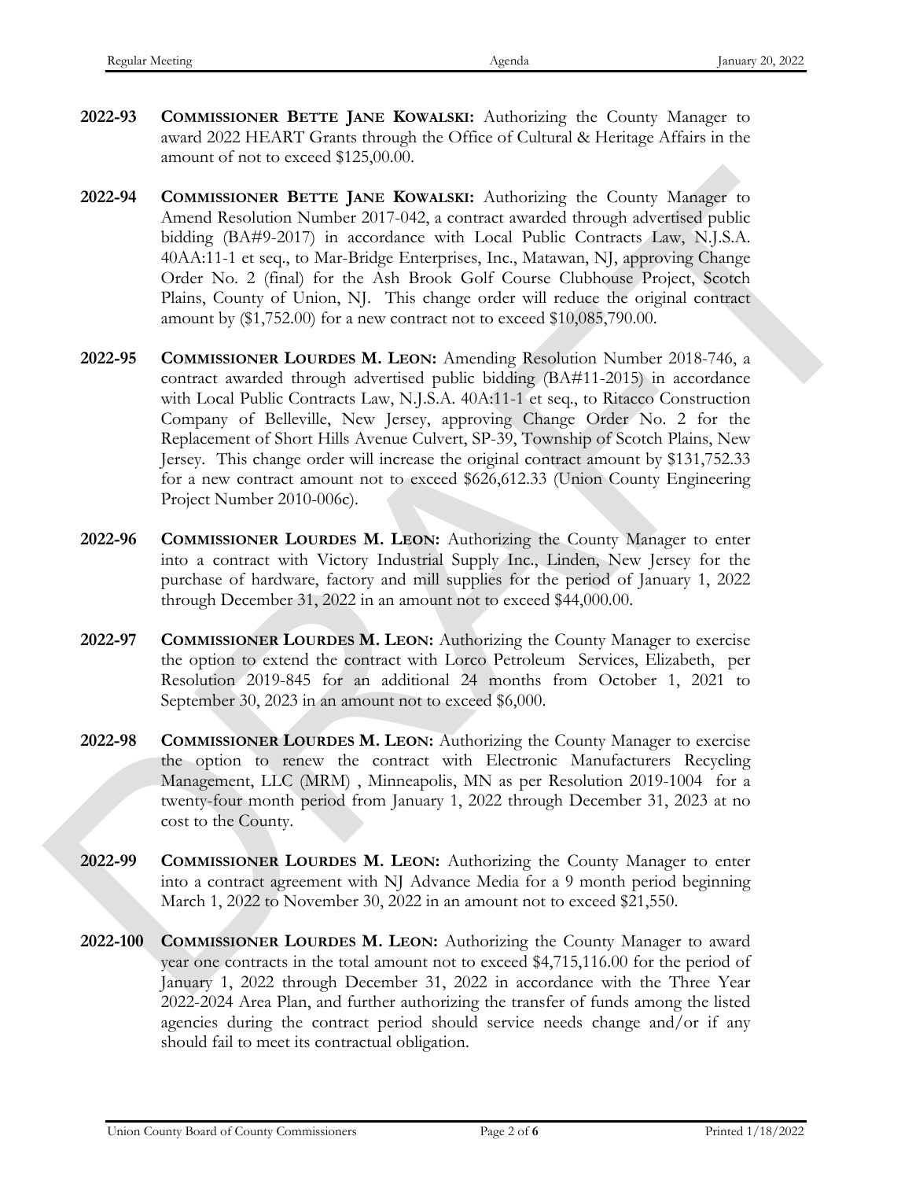**2022-93** **COMMISSIONER BETTE JANE KOWALSKI:** Authorizing the County Manager to award 2022 HEART Grants through the Office of Cultural & Heritage Affairs in the amount of not to exceed $125,00.00.

**2022-94** **COMMISSIONER BETTE JANE KOWALSKI:** Authorizing the County Manager to Amend Resolution Number 2017-042, a contract awarded through advertised public bidding (BA#9-2017) in accordance with Local Public Contracts Law, N.J.S.A. 40AA:11-1 et seq., to Mar-Bridge Enterprises, Inc., Matawan, NJ, approving Change Order No. 2 (final) for the Ash Brook Golf Course Clubhouse Project, Scotch Plains, County of Union, NJ. This change order will reduce the original contract amount by ($1,752.00) for a new contract not to exceed $10,085,790.00.

**2022-95** **COMMISSIONER LOURDES M. LEON:** Amending Resolution Number 2018-746, a contract awarded through advertised public bidding (BA#11-2015) in accordance with Local Public Contracts Law, N.J.S.A. 40A:11-1 et seq., to Ritacco Construction Company of Belleville, New Jersey, approving Change Order No. 2 for the Replacement of Short Hills Avenue Culvert, SP-39, Township of Scotch Plains, New Jersey. This change order will increase the original contract amount by $131,752.33 for a new contract amount not to exceed $626,612.33 (Union County Engineering Project Number 2010-006c).

**2022-96** **COMMISSIONER LOURDES M. LEON:** Authorizing the County Manager to enter into a contract with Victory Industrial Supply Inc., Linden, New Jersey for the purchase of hardware, factory and mill supplies for the period of January 1, 2022 through December 31, 2022 in an amount not to exceed $44,000.00.

**2022-97** **COMMISSIONER LOURDES M. LEON:** Authorizing the County Manager to exercise the option to extend the contract with Lorco Petroleum Services, Elizabeth, per Resolution 2019-845 for an additional 24 months from October 1, 2021 to September 30, 2023 in an amount not to exceed $6,000.

**2022-98** **COMMISSIONER LOURDES M. LEON:** Authorizing the County Manager to exercise the option to renew the contract with Electronic Manufacturers Recycling Management, LLC (MRM) , Minneapolis, MN as per Resolution 2019-1004 for a twenty-four month period from January 1, 2022 through December 31, 2023 at no cost to the County.

**2022-99** **COMMISSIONER LOURDES M. LEON:** Authorizing the County Manager to enter into a contract agreement with NJ Advance Media for a 9 month period beginning March 1, 2022 to November 30, 2022 in an amount not to exceed $21,550.

**2022-100** **COMMISSIONER LOURDES M. LEON:** Authorizing the County Manager to award year one contracts in the total amount not to exceed $4,715,116.00 for the period of January 1, 2022 through December 31, 2022 in accordance with the Three Year 2022-2024 Area Plan, and further authorizing the transfer of funds among the listed agencies during the contract period should service needs change and/or if any should fail to meet its contractual obligation.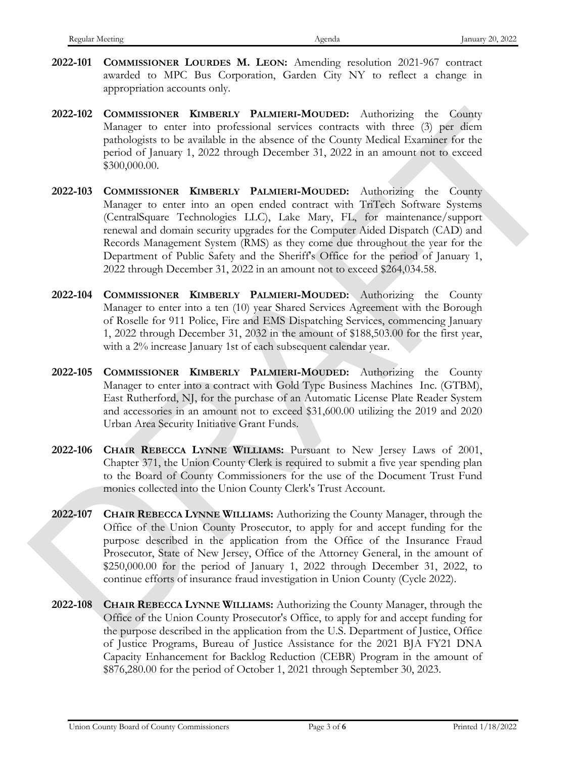**2022-101** **COMMISSIONER LOURDES M. LEON:** Amending resolution 2021-967 contract awarded to MPC Bus Corporation, Garden City NY to reflect a change in appropriation accounts only.

**2022-102** **COMMISSIONER KIMBERLY PALMIERI-MOUDED:** Authorizing the County Manager to enter into professional services contracts with three (3) per diem pathologists to be available in the absence of the County Medical Examiner for the period of January 1, 2022 through December 31, 2022 in an amount not to exceed $300,000.00.

**2022-103** **COMMISSIONER KIMBERLY PALMIERI-MOUDED:** Authorizing the County Manager to enter into an open ended contract with TriTech Software Systems (CentralSquare Technologies LLC), Lake Mary, FL, for maintenance/support renewal and domain security upgrades for the Computer Aided Dispatch (CAD) and Records Management System (RMS) as they come due throughout the year for the Department of Public Safety and the Sheriff's Office for the period of January 1, 2022 through December 31, 2022 in an amount not to exceed $264,034.58.

**2022-104** **COMMISSIONER KIMBERLY PALMIERI-MOUDED:** Authorizing the County Manager to enter into a ten (10) year Shared Services Agreement with the Borough of Roselle for 911 Police, Fire and EMS Dispatching Services, commencing January 1, 2022 through December 31, 2032 in the amount of $188,503.00 for the first year, with a 2% increase January 1st of each subsequent calendar year.

**2022-105** **COMMISSIONER KIMBERLY PALMIERI-MOUDED:** Authorizing the County Manager to enter into a contract with Gold Type Business Machines Inc. (GTBM), East Rutherford, NJ, for the purchase of an Automatic License Plate Reader System and accessories in an amount not to exceed $31,600.00 utilizing the 2019 and 2020 Urban Area Security Initiative Grant Funds.

**2022-106** **CHAIR REBECCA LYNNE WILLIAMS:** Pursuant to New Jersey Laws of 2001, Chapter 371, the Union County Clerk is required to submit a five year spending plan to the Board of County Commissioners for the use of the Document Trust Fund monies collected into the Union County Clerk's Trust Account.

**2022-107** **CHAIR REBECCA LYNNE WILLIAMS:** Authorizing the County Manager, through the Office of the Union County Prosecutor, to apply for and accept funding for the purpose described in the application from the Office of the Insurance Fraud Prosecutor, State of New Jersey, Office of the Attorney General, in the amount of $250,000.00 for the period of January 1, 2022 through December 31, 2022, to continue efforts of insurance fraud investigation in Union County (Cycle 2022).

**2022-108** **CHAIR REBECCA LYNNE WILLIAMS:** Authorizing the County Manager, through the Office of the Union County Prosecutor's Office, to apply for and accept funding for the purpose described in the application from the U.S. Department of Justice, Office of Justice Programs, Bureau of Justice Assistance for the 2021 BJA FY21 DNA Capacity Enhancement for Backlog Reduction (CEBR) Program in the amount of $876,280.00 for the period of October 1, 2021 through September 30, 2023.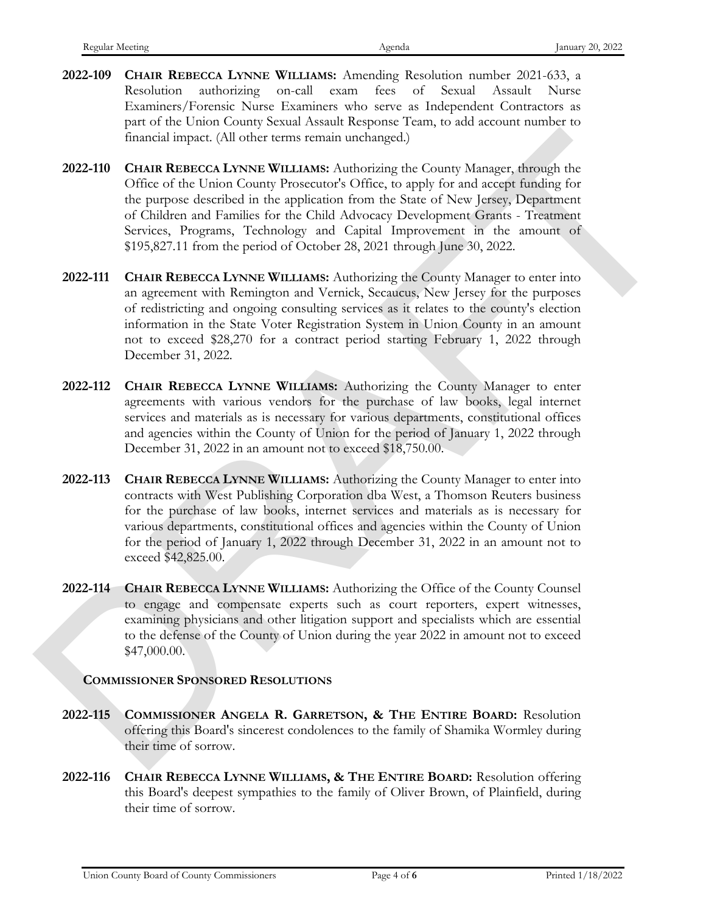**2022-109** **CHAIR REBECCA LYNNE WILLIAMS:** Amending Resolution number 2021-633, a Resolution authorizing on-call exam fees of Sexual Assault Nurse Examiners/Forensic Nurse Examiners who serve as Independent Contractors as part of the Union County Sexual Assault Response Team, to add account number to financial impact. (All other terms remain unchanged.)

**2022-110** **CHAIR REBECCA LYNNE WILLIAMS:** Authorizing the County Manager, through the Office of the Union County Prosecutor's Office, to apply for and accept funding for the purpose described in the application from the State of New Jersey, Department of Children and Families for the Child Advocacy Development Grants - Treatment Services, Programs, Technology and Capital Improvement in the amount of $195,827.11 from the period of October 28, 2021 through June 30, 2022.

**2022-111** **CHAIR REBECCA LYNNE WILLIAMS:** Authorizing the County Manager to enter into an agreement with Remington and Vernick, Secaucus, New Jersey for the purposes of redistricting and ongoing consulting services as it relates to the county's election information in the State Voter Registration System in Union County in an amount not to exceed $28,270 for a contract period starting February 1, 2022 through December 31, 2022.

**2022-112** **CHAIR REBECCA LYNNE WILLIAMS:** Authorizing the County Manager to enter agreements with various vendors for the purchase of law books, legal internet services and materials as is necessary for various departments, constitutional offices and agencies within the County of Union for the period of January 1, 2022 through December 31, 2022 in an amount not to exceed $18,750.00.

**2022-113** **CHAIR REBECCA LYNNE WILLIAMS:** Authorizing the County Manager to enter into contracts with West Publishing Corporation dba West, a Thomson Reuters business for the purchase of law books, internet services and materials as is necessary for various departments, constitutional offices and agencies within the County of Union for the period of January 1, 2022 through December 31, 2022 in an amount not to exceed $42,825.00.

**2022-114** **CHAIR REBECCA LYNNE WILLIAMS:** Authorizing the Office of the County Counsel to engage and compensate experts such as court reporters, expert witnesses, examining physicians and other litigation support and specialists which are essential to the defense of the County of Union during the year 2022 in amount not to exceed $47,000.00.

**COMMISSIONER SPONSORED RESOLUTIONS**

**2022-115** **COMMISSIONER ANGELA R. GARRETSON, & THE ENTIRE BOARD:** Resolution offering this Board's sincerest condolences to the family of Shamika Wormley during their time of sorrow.

**2022-116** **CHAIR REBECCA LYNNE WILLIAMS, & THE ENTIRE BOARD:** Resolution offering this Board's deepest sympathies to the family of Oliver Brown, of Plainfield, during their time of sorrow.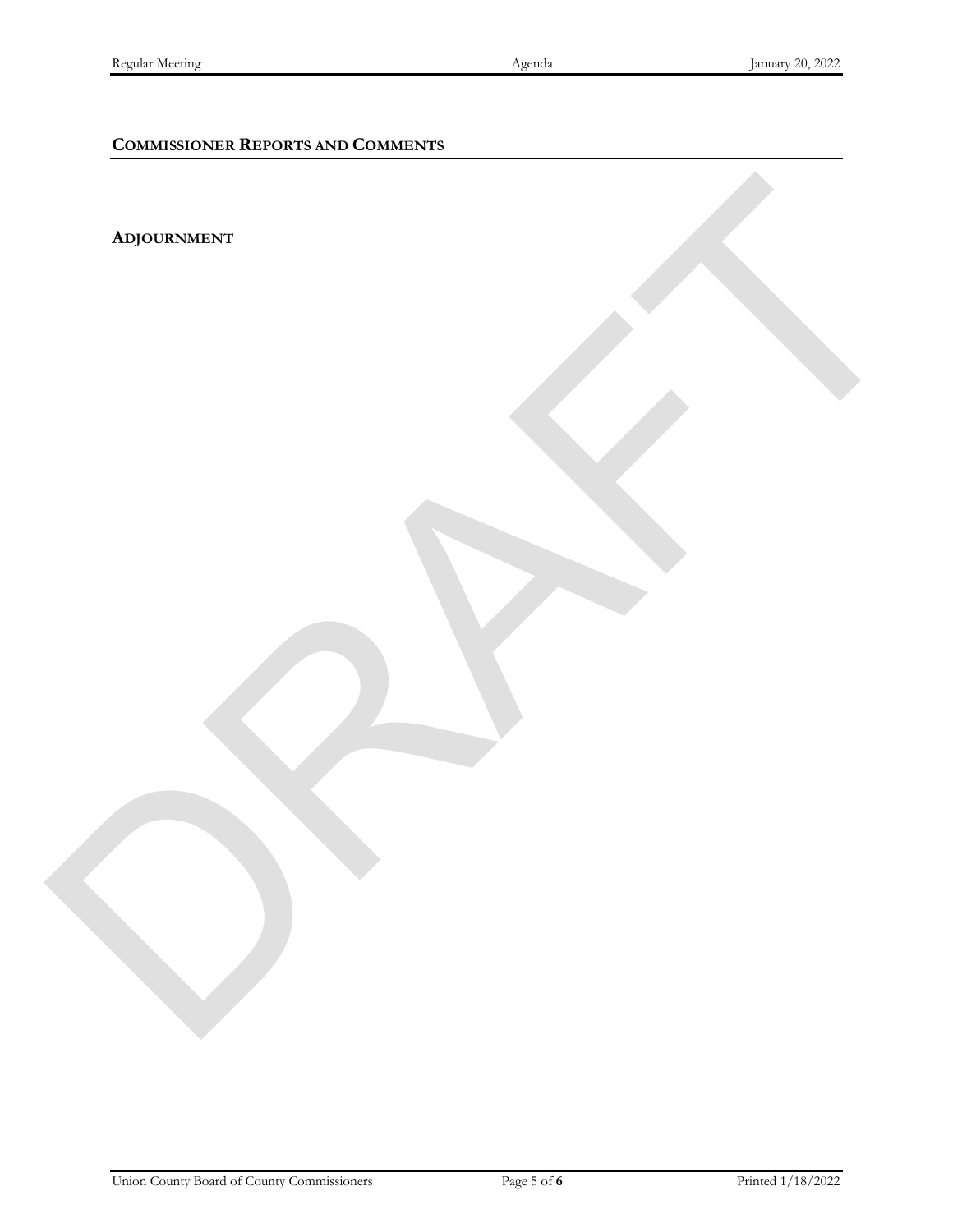## COMMISSIONER REPORTS AND COMMENTS

## ADJOURNMENT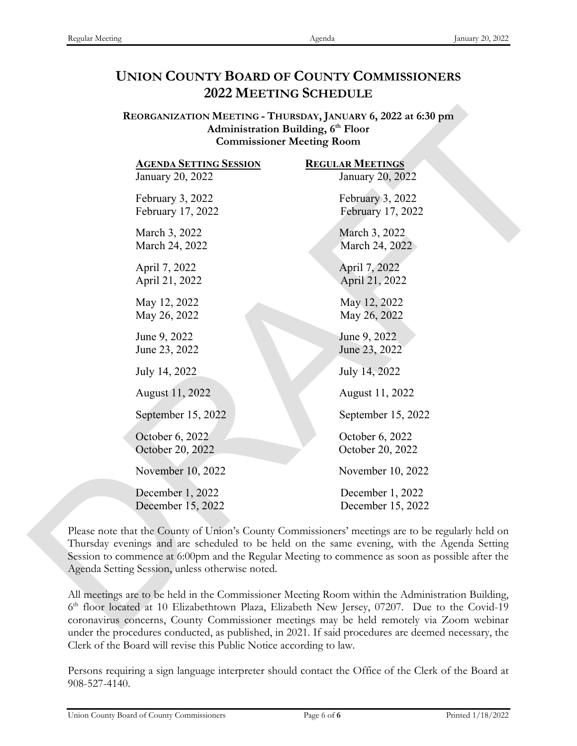# UNION COUNTY BOARD OF COUNTY COMMISSIONERS
# 2022 MEETING SCHEDULE

**REORGANIZATION MEETING - THURSDAY, JANUARY 6, 2022 at 6:30 pm**
**Administration Building, 6th Floor**
**Commissioner Meeting Room**

| AGENDA SETTING SESSION | REGULAR MEETINGS |
|---|---|
| January 20, 2022 | January 20, 2022 |
| February 3, 2022 | February 3, 2022 |
| February 17, 2022 | February 17, 2022 |
| March 3, 2022 | March 3, 2022 |
| March 24, 2022 | March 24, 2022 |
| April 7, 2022 | April 7, 2022 |
| April 21, 2022 | April 21, 2022 |
| May 12, 2022 | May 12, 2022 |
| May 26, 2022 | May 26, 2022 |
| June 9, 2022 | June 9, 2022 |
| June 23, 2022 | June 23, 2022 |
| July 14, 2022 | July 14, 2022 |
| August 11, 2022 | August 11, 2022 |
| September 15, 2022 | September 15, 2022 |
| October 6, 2022 | October 6, 2022 |
| October 20, 2022 | October 20, 2022 |
| November 10, 2022 | November 10, 2022 |
| December 1, 2022 | December 1, 2022 |
| December 15, 2022 | December 15, 2022 |

Please note that the County of Union's County Commissioners' meetings are to be regularly held on Thursday evenings and are scheduled to be held on the same evening, with the Agenda Setting Session to commence at 6:00pm and the Regular Meeting to commence as soon as possible after the Agenda Setting Session, unless otherwise noted.

All meetings are to be held in the Commissioner Meeting Room within the Administration Building, 6th floor located at 10 Elizabethtown Plaza, Elizabeth New Jersey, 07207. Due to the Covid-19 coronavirus concerns, County Commissioner meetings may be held remotely via Zoom webinar under the procedures conducted, as published, in 2021. If said procedures are deemed necessary, the Clerk of the Board will revise this Public Notice according to law.

Persons requiring a sign language interpreter should contact the Office of the Clerk of the Board at 908-527-4140.